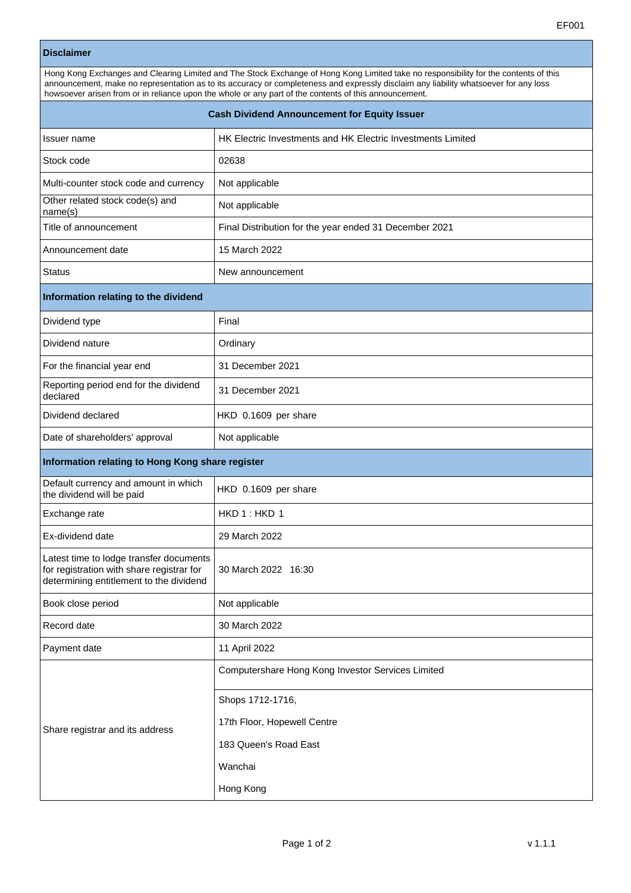EF001

| **Disclaimer** | |
|---|---|
| Hong Kong Exchanges and Clearing Limited and The Stock Exchange of Hong Kong Limited take no responsibility for the contents of this announcement, make no representation as to its accuracy or completeness and expressly disclaim any liability whatsoever for any loss howsoever arisen from or in reliance upon the whole or any part of the contents of this announcement. | |
| **Cash Dividend Announcement for Equity Issuer** | |
| Issuer name | HK Electric Investments and HK Electric Investments Limited |
| Stock code | 02638 |
| Multi-counter stock code and currency | Not applicable |
| Other related stock code(s) and name(s) | Not applicable |
| Title of announcement | Final Distribution for the year ended 31 December 2021 |
| Announcement date | 15 March 2022 |
| Status | New announcement |
| **Information relating to the dividend** | |
| Dividend type | Final |
| Dividend nature | Ordinary |
| For the financial year end | 31 December 2021 |
| Reporting period end for the dividend declared | 31 December 2021 |
| Dividend declared | HKD 0.1609 per share |
| Date of shareholders' approval | Not applicable |
| **Information relating to Hong Kong share register** | |
| Default currency and amount in which the dividend will be paid | HKD 0.1609 per share |
| Exchange rate | HKD 1 : HKD 1 |
| Ex-dividend date | 29 March 2022 |
| Latest time to lodge transfer documents for registration with share registrar for determining entitlement to the dividend | 30 March 2022 16:30 |
| Book close period | Not applicable |
| Record date | 30 March 2022 |
| Payment date | 11 April 2022 |
| Share registrar and its address | Computershare Hong Kong Investor Services Limited<br>Shops 1712-1716,<br>17th Floor, Hopewell Centre<br>183 Queen's Road East<br>Wanchai<br>Hong Kong |

v 1.1.1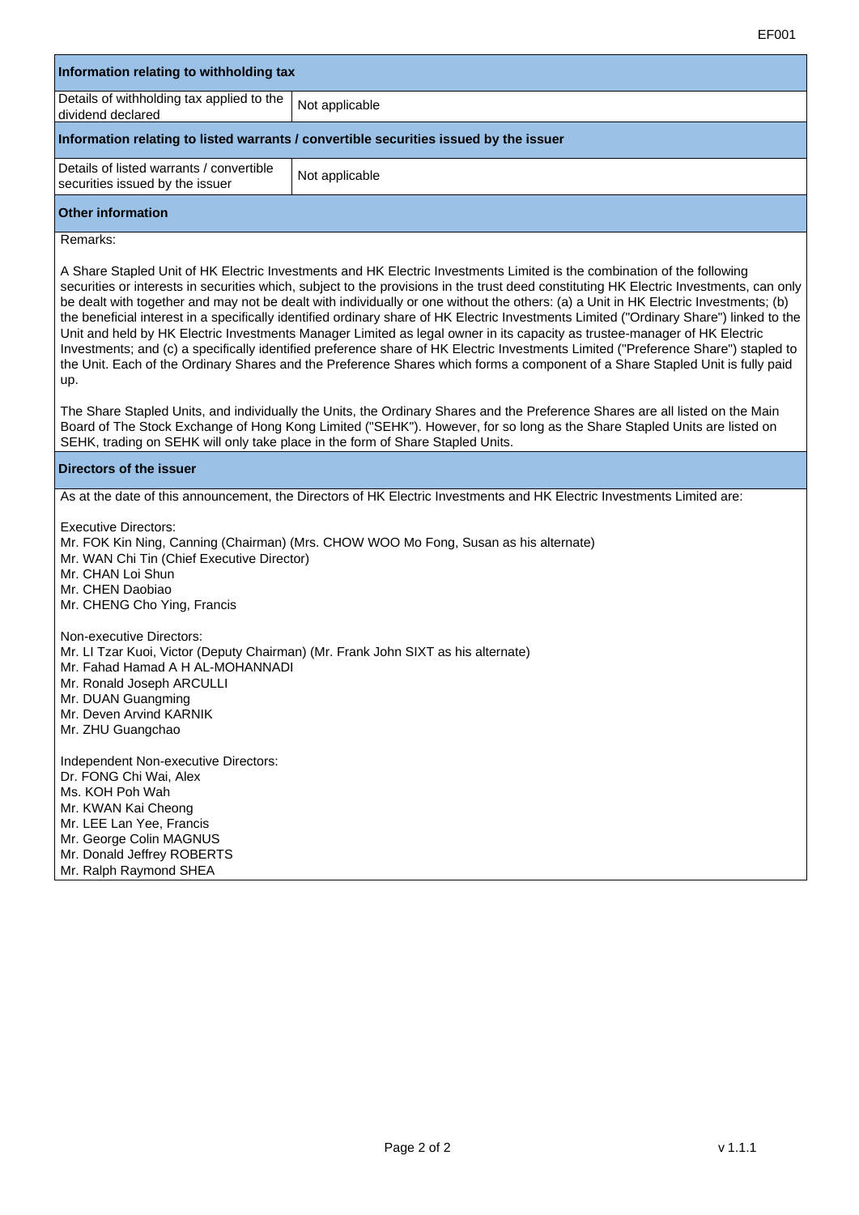## Information relating to withholding tax

| | |
|---|---|
| Details of withholding tax applied to the dividend declared | Not applicable |

## Information relating to listed warrants / convertible securities issued by the issuer

| | |
|---|---|
| Details of listed warrants / convertible securities issued by the issuer | Not applicable |

## Other information

Remarks:

A Share Stapled Unit of HK Electric Investments and HK Electric Investments Limited is the combination of the following securities or interests in securities which, subject to the provisions in the trust deed constituting HK Electric Investments, can only be dealt with together and may not be dealt with individually or one without the others: (a) a Unit in HK Electric Investments; (b) the beneficial interest in a specifically identified ordinary share of HK Electric Investments Limited ("Ordinary Share") linked to the Unit and held by HK Electric Investments Manager Limited as legal owner in its capacity as trustee-manager of HK Electric Investments; and (c) a specifically identified preference share of HK Electric Investments Limited ("Preference Share") stapled to the Unit. Each of the Ordinary Shares and the Preference Shares which forms a component of a Share Stapled Unit is fully paid up.

The Share Stapled Units, and individually the Units, the Ordinary Shares and the Preference Shares are all listed on the Main Board of The Stock Exchange of Hong Kong Limited ("SEHK"). However, for so long as the Share Stapled Units are listed on SEHK, trading on SEHK will only take place in the form of Share Stapled Units.

## Directors of the issuer

As at the date of this announcement, the Directors of HK Electric Investments and HK Electric Investments Limited are:

Executive Directors:
Mr. FOK Kin Ning, Canning (Chairman) (Mrs. CHOW WOO Mo Fong, Susan as his alternate)
Mr. WAN Chi Tin (Chief Executive Director)
Mr. CHAN Loi Shun
Mr. CHEN Daobiao
Mr. CHENG Cho Ying, Francis

Non-executive Directors:
Mr. LI Tzar Kuoi, Victor (Deputy Chairman) (Mr. Frank John SIXT as his alternate)
Mr. Fahad Hamad A H AL-MOHANNADI
Mr. Ronald Joseph ARCULLI
Mr. DUAN Guangming
Mr. Deven Arvind KARNIK
Mr. ZHU Guangchao

Independent Non-executive Directors:
Dr. FONG Chi Wai, Alex
Ms. KOH Poh Wah
Mr. KWAN Kai Cheong
Mr. LEE Lan Yee, Francis
Mr. George Colin MAGNUS
Mr. Donald Jeffrey ROBERTS
Mr. Ralph Raymond SHEA